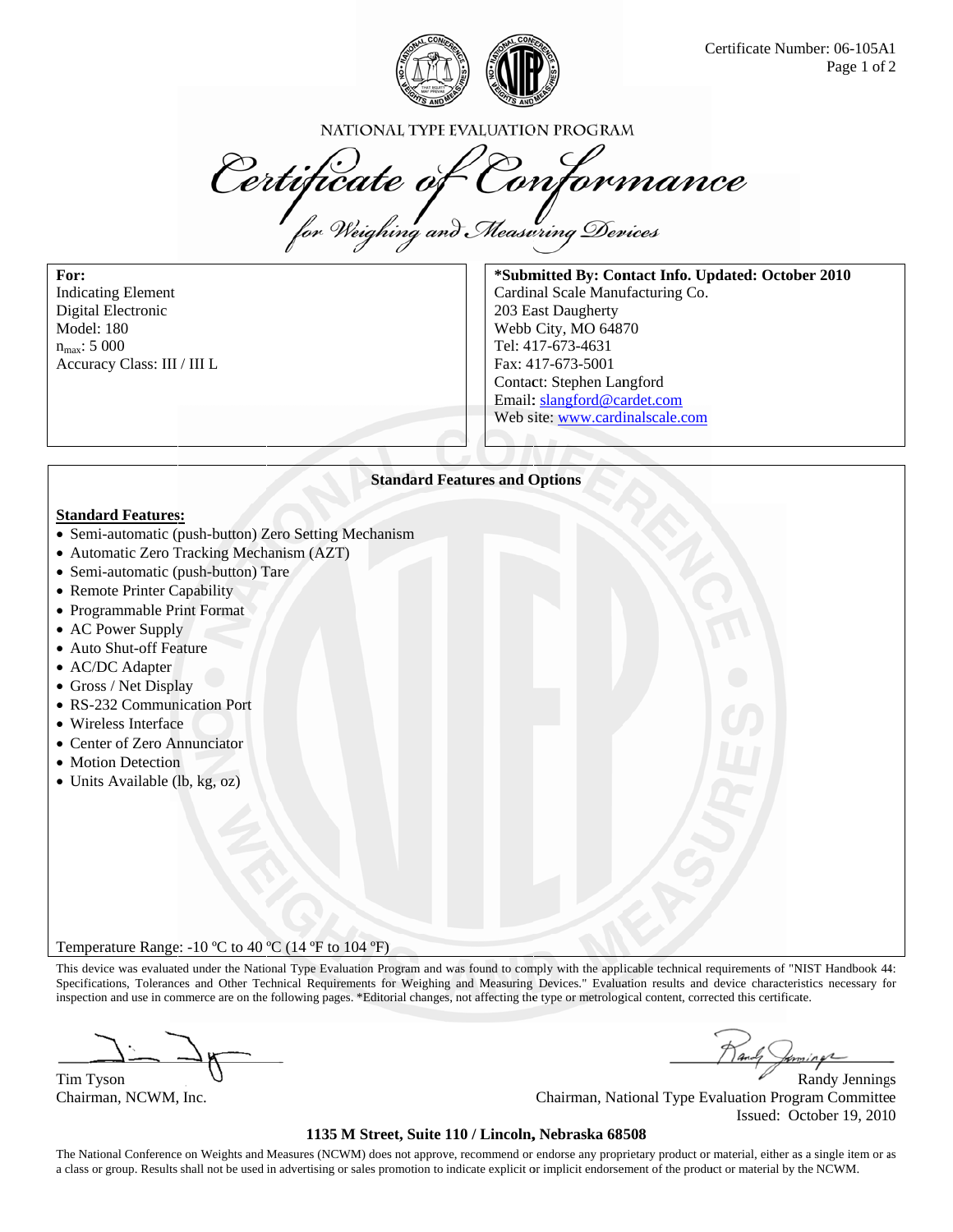Certificate Number: 06-105A1

NATIONAL TYPE EVALUATION PROGRAM

# Certificate of Conformance

## for Weighing and Measuring Devices

**For:**
Indicating Element
Digital Electronic
Model: 180
$n_{max}$: 5 000
Accuracy Class: III / III L

**\*Submitted By: Contact Info. Updated: October 2010**
Cardinal Scale Manufacturing Co.
203 East Daugherty
Webb City, MO 64870
Tel: 417-673-4631
Fax: 417-673-5001
Contact: Stephen Langford
Email: slangford@cardet.com
Web site: www.cardinalscale.com

**Standard Features and Options**

**Standard Features:**

- Semi-automatic (push-button) Zero Setting Mechanism
- Automatic Zero Tracking Mechanism (AZT)
- Semi-automatic (push-button) Tare
- Remote Printer Capability
- Programmable Print Format
- AC Power Supply
- Auto Shut-off Feature
- AC/DC Adapter
- Gross / Net Display
- RS-232 Communication Port
- Wireless Interface
- Center of Zero Annunciator
- Motion Detection
- Units Available (lb, kg, oz)

Temperature Range: -10 ºC to 40 ºC (14 ºF to 104 ºF)

This device was evaluated under the National Type Evaluation Program and was found to comply with the applicable technical requirements of "NIST Handbook 44: Specifications, Tolerances and Other Technical Requirements for Weighing and Measuring Devices." Evaluation results and device characteristics necessary for inspection and use in commerce are on the following pages. *Editorial changes, not affecting the type or metrological content, corrected this certificate.

Tim Tyson
Chairman, NCWM, Inc.

Randy Jennings
Chairman, National Type Evaluation Program Committee
Issued: October 19, 2010

**1135 M Street, Suite 110 / Lincoln, Nebraska 68508**

The National Conference on Weights and Measures (NCWM) does not approve, recommend or endorse any proprietary product or material, either as a single item or as a class or group. Results shall not be used in advertising or sales promotion to indicate explicit or implicit endorsement of the product or material by the NCWM.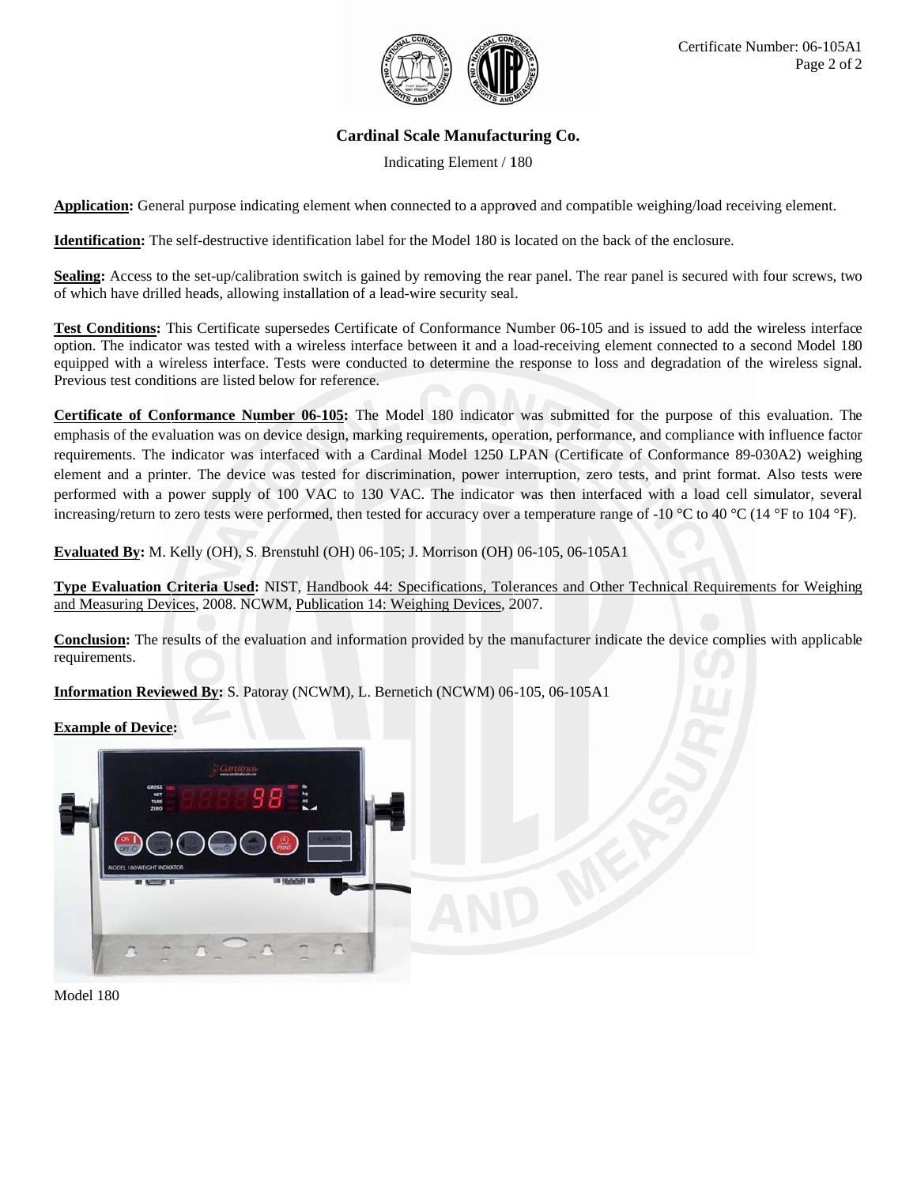**Cardinal Scale Manufacturing Co.**

Indicating Element / 180

**Application:** General purpose indicating element when connected to a approved and compatible weighing/load receiving element.

**Identification:** The self-destructive identification label for the Model 180 is located on the back of the enclosure.

**Sealing:** Access to the set-up/calibration switch is gained by removing the rear panel. The rear panel is secured with four screws, two of which have drilled heads, allowing installation of a lead-wire security seal.

**Test Conditions:** This Certificate supersedes Certificate of Conformance Number 06-105 and is issued to add the wireless interface option. The indicator was tested with a wireless interface between it and a load-receiving element connected to a second Model 180 equipped with a wireless interface. Tests were conducted to determine the response to loss and degradation of the wireless signal. Previous test conditions are listed below for reference.

**Certificate of Conformance Number 06-105:** The Model 180 indicator was submitted for the purpose of this evaluation. The emphasis of the evaluation was on device design, marking requirements, operation, performance, and compliance with influence factor requirements. The indicator was interfaced with a Cardinal Model 1250 LPAN (Certificate of Conformance 89-030A2) weighing element and a printer. The device was tested for discrimination, power interruption, zero tests, and print format. Also tests were performed with a power supply of 100 VAC to 130 VAC. The indicator was then interfaced with a load cell simulator, several increasing/return to zero tests were performed, then tested for accuracy over a temperature range of -10 °C to 40 °C (14 °F to 104 °F).

**Evaluated By:** M. Kelly (OH), S. Brenstuhl (OH) 06-105; J. Morrison (OH) 06-105, 06-105A1

**Type Evaluation Criteria Used:** NIST, Handbook 44: Specifications, Tolerances and Other Technical Requirements for Weighing and Measuring Devices, 2008. NCWM, Publication 14: Weighing Devices, 2007.

**Conclusion:** The results of the evaluation and information provided by the manufacturer indicate the device complies with applicable requirements.

**Information Reviewed By:** S. Patoray (NCWM), L. Bernetich (NCWM) 06-105, 06-105A1

**Example of Device:**

Model 180